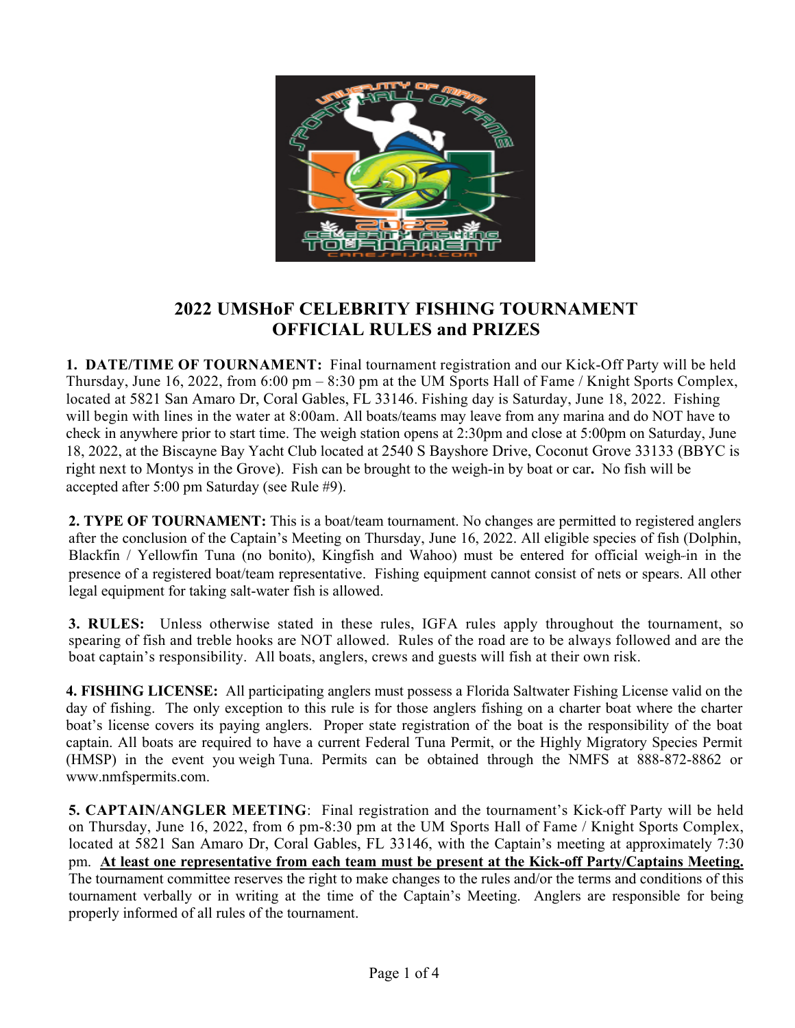# 2022 UMSHoF CELEBRITY FISHING TOURNAMENT
# OFFICIAL RULES and PRIZES

**1. DATE/TIME OF TOURNAMENT:** Final tournament registration and our Kick-Off Party will be held Thursday, June 16, 2022, from 6:00 pm – 8:30 pm at the UM Sports Hall of Fame / Knight Sports Complex, located at 5821 San Amaro Dr, Coral Gables, FL 33146. Fishing day is Saturday, June 18, 2022. Fishing will begin with lines in the water at 8:00am. All boats/teams may leave from any marina and do NOT have to check in anywhere prior to start time. The weigh station opens at 2:30pm and close at 5:00pm on Saturday, June 18, 2022, at the Biscayne Bay Yacht Club located at 2540 S Bayshore Drive, Coconut Grove 33133 (BBYC is right next to Montys in the Grove). Fish can be brought to the weigh-in by boat or car**.** No fish will be accepted after 5:00 pm Saturday (see Rule #9).

**2. TYPE OF TOURNAMENT:** This is a boat/team tournament. No changes are permitted to registered anglers after the conclusion of the Captain's Meeting on Thursday, June 16, 2022. All eligible species of fish (Dolphin, Blackfin / Yellowfin Tuna (no bonito), Kingfish and Wahoo) must be entered for official weigh-in in the presence of a registered boat/team representative. Fishing equipment cannot consist of nets or spears. All other legal equipment for taking salt-water fish is allowed.

**3. RULES:** Unless otherwise stated in these rules, IGFA rules apply throughout the tournament, so spearing of fish and treble hooks are NOT allowed. Rules of the road are to be always followed and are the boat captain's responsibility. All boats, anglers, crews and guests will fish at their own risk.

**4. FISHING LICENSE:** All participating anglers must possess a Florida Saltwater Fishing License valid on the day of fishing. The only exception to this rule is for those anglers fishing on a charter boat where the charter boat's license covers its paying anglers. Proper state registration of the boat is the responsibility of the boat captain. All boats are required to have a current Federal Tuna Permit, or the Highly Migratory Species Permit (HMSP) in the event you weigh Tuna. Permits can be obtained through the NMFS at 888-872-8862 or www.nmfspermits.com.

**5. CAPTAIN/ANGLER MEETING**: Final registration and the tournament's Kick-off Party will be held on Thursday, June 16, 2022, from 6 pm-8:30 pm at the UM Sports Hall of Fame / Knight Sports Complex, located at 5821 San Amaro Dr, Coral Gables, FL 33146, with the Captain's meeting at approximately 7:30 pm. **At least one representative from each team must be present at the Kick-off Party/Captains Meeting.** The tournament committee reserves the right to make changes to the rules and/or the terms and conditions of this tournament verbally or in writing at the time of the Captain's Meeting. Anglers are responsible for being properly informed of all rules of the tournament.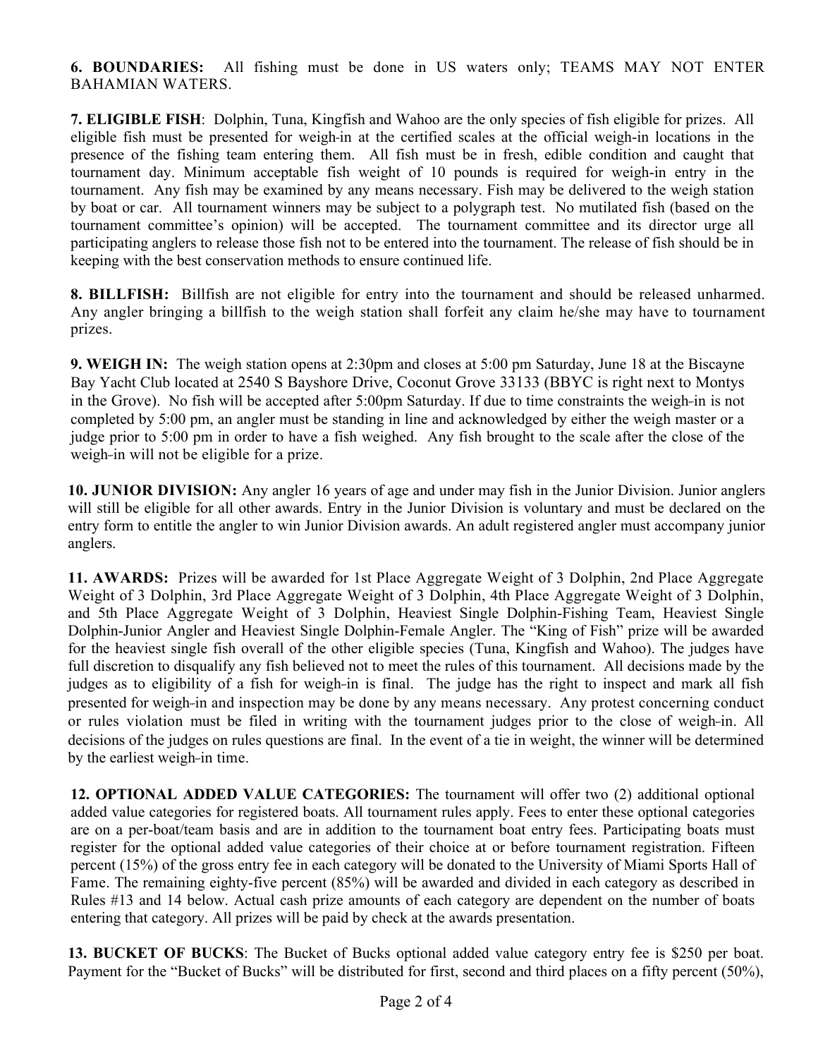**6. BOUNDARIES:** All fishing must be done in US waters only; TEAMS MAY NOT ENTER BAHAMIAN WATERS.

**7. ELIGIBLE FISH**: Dolphin, Tuna, Kingfish and Wahoo are the only species of fish eligible for prizes. All eligible fish must be presented for weigh-in at the certified scales at the official weigh-in locations in the presence of the fishing team entering them. All fish must be in fresh, edible condition and caught that tournament day. Minimum acceptable fish weight of 10 pounds is required for weigh-in entry in the tournament. Any fish may be examined by any means necessary. Fish may be delivered to the weigh station by boat or car. All tournament winners may be subject to a polygraph test. No mutilated fish (based on the tournament committee's opinion) will be accepted. The tournament committee and its director urge all participating anglers to release those fish not to be entered into the tournament. The release of fish should be in keeping with the best conservation methods to ensure continued life.

**8. BILLFISH:** Billfish are not eligible for entry into the tournament and should be released unharmed. Any angler bringing a billfish to the weigh station shall forfeit any claim he/she may have to tournament prizes.

**9. WEIGH IN:** The weigh station opens at 2:30pm and closes at 5:00 pm Saturday, June 18 at the Biscayne Bay Yacht Club located at 2540 S Bayshore Drive, Coconut Grove 33133 (BBYC is right next to Montys in the Grove). No fish will be accepted after 5:00pm Saturday. If due to time constraints the weigh-in is not completed by 5:00 pm, an angler must be standing in line and acknowledged by either the weigh master or a judge prior to 5:00 pm in order to have a fish weighed. Any fish brought to the scale after the close of the weigh-in will not be eligible for a prize.

**10. JUNIOR DIVISION:** Any angler 16 years of age and under may fish in the Junior Division. Junior anglers will still be eligible for all other awards. Entry in the Junior Division is voluntary and must be declared on the entry form to entitle the angler to win Junior Division awards. An adult registered angler must accompany junior anglers.

**11. AWARDS:** Prizes will be awarded for 1st Place Aggregate Weight of 3 Dolphin, 2nd Place Aggregate Weight of 3 Dolphin, 3rd Place Aggregate Weight of 3 Dolphin, 4th Place Aggregate Weight of 3 Dolphin, and 5th Place Aggregate Weight of 3 Dolphin, Heaviest Single Dolphin-Fishing Team, Heaviest Single Dolphin-Junior Angler and Heaviest Single Dolphin-Female Angler. The "King of Fish" prize will be awarded for the heaviest single fish overall of the other eligible species (Tuna, Kingfish and Wahoo). The judges have full discretion to disqualify any fish believed not to meet the rules of this tournament. All decisions made by the judges as to eligibility of a fish for weigh-in is final. The judge has the right to inspect and mark all fish presented for weigh-in and inspection may be done by any means necessary. Any protest concerning conduct or rules violation must be filed in writing with the tournament judges prior to the close of weigh-in. All decisions of the judges on rules questions are final. In the event of a tie in weight, the winner will be determined by the earliest weigh-in time.

**12. OPTIONAL ADDED VALUE CATEGORIES:** The tournament will offer two (2) additional optional added value categories for registered boats. All tournament rules apply. Fees to enter these optional categories are on a per-boat/team basis and are in addition to the tournament boat entry fees. Participating boats must register for the optional added value categories of their choice at or before tournament registration. Fifteen percent (15%) of the gross entry fee in each category will be donated to the University of Miami Sports Hall of Fame. The remaining eighty-five percent (85%) will be awarded and divided in each category as described in Rules #13 and 14 below. Actual cash prize amounts of each category are dependent on the number of boats entering that category. All prizes will be paid by check at the awards presentation.

**13. BUCKET OF BUCKS**: The Bucket of Bucks optional added value category entry fee is $250 per boat. Payment for the "Bucket of Bucks" will be distributed for first, second and third places on a fifty percent (50%),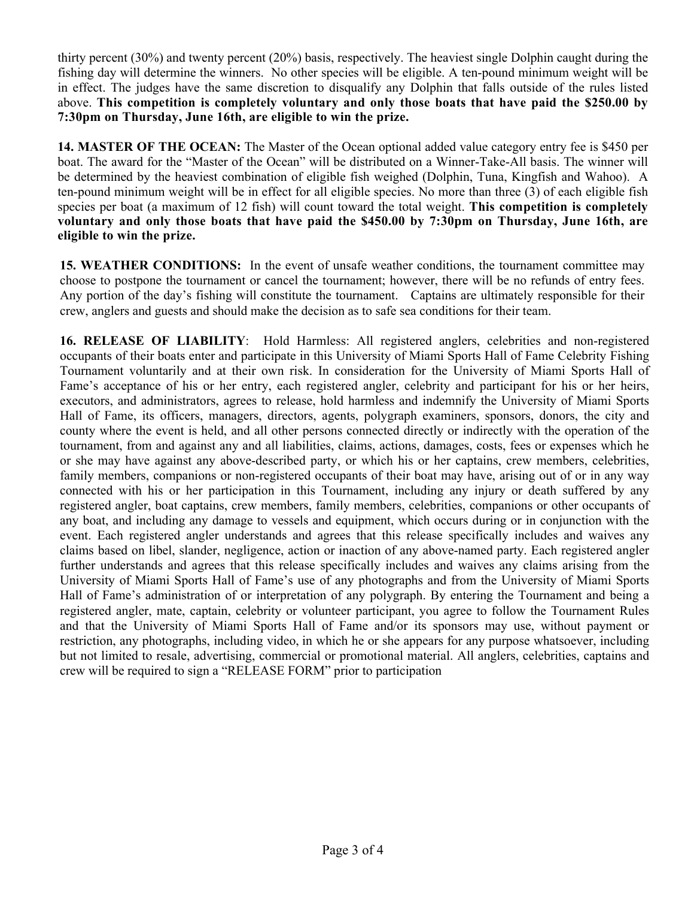thirty percent (30%) and twenty percent (20%) basis, respectively. The heaviest single Dolphin caught during the fishing day will determine the winners. No other species will be eligible. A ten-pound minimum weight will be in effect. The judges have the same discretion to disqualify any Dolphin that falls outside of the rules listed above. **This competition is completely voluntary and only those boats that have paid the $250.00 by 7:30pm on Thursday, June 16th, are eligible to win the prize.**

**14. MASTER OF THE OCEAN:** The Master of the Ocean optional added value category entry fee is $450 per boat. The award for the "Master of the Ocean" will be distributed on a Winner-Take-All basis. The winner will be determined by the heaviest combination of eligible fish weighed (Dolphin, Tuna, Kingfish and Wahoo). A ten-pound minimum weight will be in effect for all eligible species. No more than three (3) of each eligible fish species per boat (a maximum of 12 fish) will count toward the total weight. **This competition is completely voluntary and only those boats that have paid the $450.00 by 7:30pm on Thursday, June 16th, are eligible to win the prize.**

**15. WEATHER CONDITIONS:** In the event of unsafe weather conditions, the tournament committee may choose to postpone the tournament or cancel the tournament; however, there will be no refunds of entry fees. Any portion of the day's fishing will constitute the tournament. Captains are ultimately responsible for their crew, anglers and guests and should make the decision as to safe sea conditions for their team.

**16. RELEASE OF LIABILITY**: Hold Harmless: All registered anglers, celebrities and non-registered occupants of their boats enter and participate in this University of Miami Sports Hall of Fame Celebrity Fishing Tournament voluntarily and at their own risk. In consideration for the University of Miami Sports Hall of Fame's acceptance of his or her entry, each registered angler, celebrity and participant for his or her heirs, executors, and administrators, agrees to release, hold harmless and indemnify the University of Miami Sports Hall of Fame, its officers, managers, directors, agents, polygraph examiners, sponsors, donors, the city and county where the event is held, and all other persons connected directly or indirectly with the operation of the tournament, from and against any and all liabilities, claims, actions, damages, costs, fees or expenses which he or she may have against any above-described party, or which his or her captains, crew members, celebrities, family members, companions or non-registered occupants of their boat may have, arising out of or in any way connected with his or her participation in this Tournament, including any injury or death suffered by any registered angler, boat captains, crew members, family members, celebrities, companions or other occupants of any boat, and including any damage to vessels and equipment, which occurs during or in conjunction with the event. Each registered angler understands and agrees that this release specifically includes and waives any claims based on libel, slander, negligence, action or inaction of any above-named party. Each registered angler further understands and agrees that this release specifically includes and waives any claims arising from the University of Miami Sports Hall of Fame's use of any photographs and from the University of Miami Sports Hall of Fame's administration of or interpretation of any polygraph. By entering the Tournament and being a registered angler, mate, captain, celebrity or volunteer participant, you agree to follow the Tournament Rules and that the University of Miami Sports Hall of Fame and/or its sponsors may use, without payment or restriction, any photographs, including video, in which he or she appears for any purpose whatsoever, including but not limited to resale, advertising, commercial or promotional material. All anglers, celebrities, captains and crew will be required to sign a "RELEASE FORM" prior to participation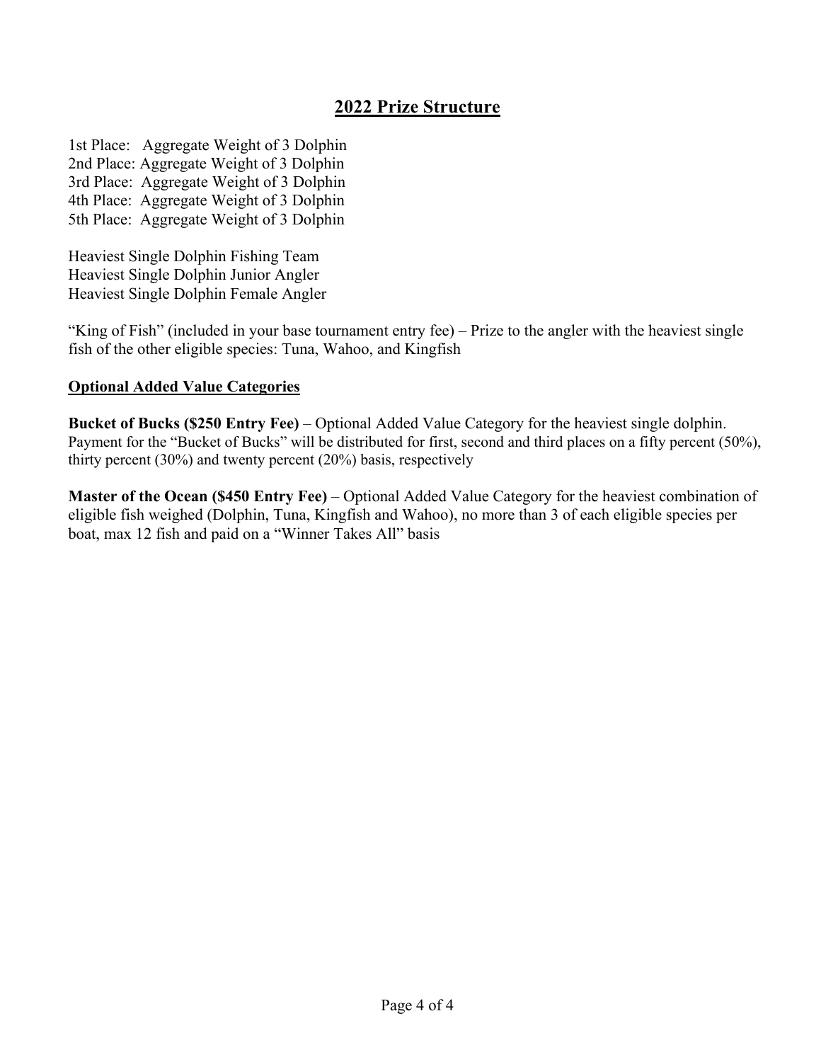## 2022 Prize Structure

1st Place: Aggregate Weight of 3 Dolphin
2nd Place: Aggregate Weight of 3 Dolphin
3rd Place: Aggregate Weight of 3 Dolphin
4th Place: Aggregate Weight of 3 Dolphin
5th Place: Aggregate Weight of 3 Dolphin

Heaviest Single Dolphin Fishing Team
Heaviest Single Dolphin Junior Angler
Heaviest Single Dolphin Female Angler

"King of Fish" (included in your base tournament entry fee) – Prize to the angler with the heaviest single fish of the other eligible species: Tuna, Wahoo, and Kingfish

### Optional Added Value Categories

**Bucket of Bucks ($250 Entry Fee)** – Optional Added Value Category for the heaviest single dolphin. Payment for the "Bucket of Bucks" will be distributed for first, second and third places on a fifty percent (50%), thirty percent (30%) and twenty percent (20%) basis, respectively

**Master of the Ocean ($450 Entry Fee)** – Optional Added Value Category for the heaviest combination of eligible fish weighed (Dolphin, Tuna, Kingfish and Wahoo), no more than 3 of each eligible species per boat, max 12 fish and paid on a "Winner Takes All" basis